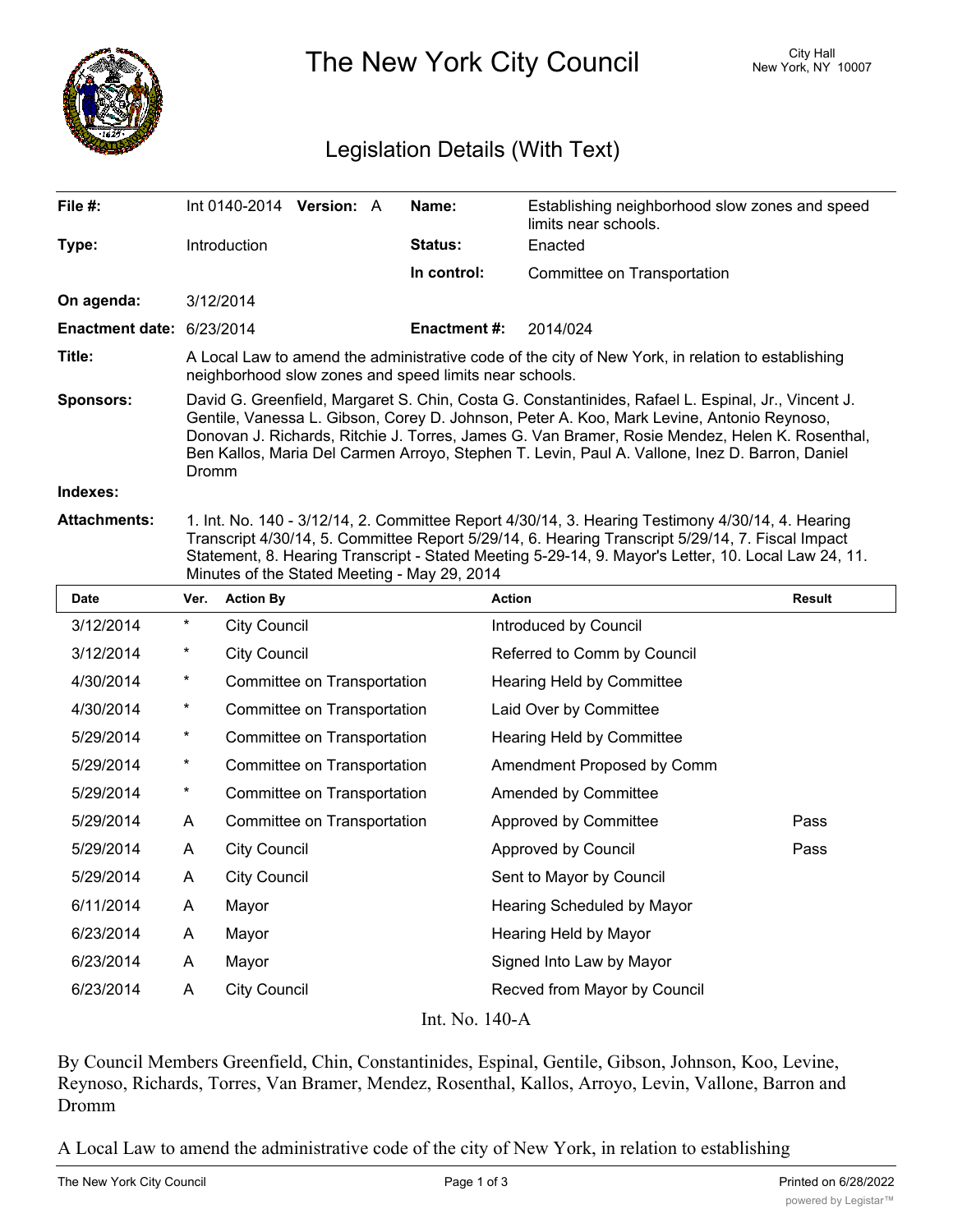# The New York City Council

City Hall
New York, NY 10007

## Legislation Details (With Text)

| | | | |
|---|---|---|---|
| **File #:** | Int 0140-2014 **Version:** A | **Name:** | Establishing neighborhood slow zones and speed limits near schools. |
| **Type:** | Introduction | **Status:** | Enacted |
| | | **In control:** | Committee on Transportation |
| **On agenda:** | 3/12/2014 | | |
| **Enactment date:** | 6/23/2014 | **Enactment #:** | 2014/024 |

**Title:** A Local Law to amend the administrative code of the city of New York, in relation to establishing neighborhood slow zones and speed limits near schools.

**Sponsors:** David G. Greenfield, Margaret S. Chin, Costa G. Constantinides, Rafael L. Espinal, Jr., Vincent J. Gentile, Vanessa L. Gibson, Corey D. Johnson, Peter A. Koo, Mark Levine, Antonio Reynoso, Donovan J. Richards, Ritchie J. Torres, James G. Van Bramer, Rosie Mendez, Helen K. Rosenthal, Ben Kallos, Maria Del Carmen Arroyo, Stephen T. Levin, Paul A. Vallone, Inez D. Barron, Daniel Dromm

**Indexes:**

**Attachments:** 1. Int. No. 140 - 3/12/14, 2. Committee Report 4/30/14, 3. Hearing Testimony 4/30/14, 4. Hearing Transcript 4/30/14, 5. Committee Report 5/29/14, 6. Hearing Transcript 5/29/14, 7. Fiscal Impact Statement, 8. Hearing Transcript - Stated Meeting 5-29-14, 9. Mayor's Letter, 10. Local Law 24, 11. Minutes of the Stated Meeting - May 29, 2014

| Date | Ver. | Action By | Action | Result |
|---|---|---|---|---|
| 3/12/2014 | * | City Council | Introduced by Council | |
| 3/12/2014 | * | City Council | Referred to Comm by Council | |
| 4/30/2014 | * | Committee on Transportation | Hearing Held by Committee | |
| 4/30/2014 | * | Committee on Transportation | Laid Over by Committee | |
| 5/29/2014 | * | Committee on Transportation | Hearing Held by Committee | |
| 5/29/2014 | * | Committee on Transportation | Amendment Proposed by Comm | |
| 5/29/2014 | * | Committee on Transportation | Amended by Committee | |
| 5/29/2014 | A | Committee on Transportation | Approved by Committee | Pass |
| 5/29/2014 | A | City Council | Approved by Council | Pass |
| 5/29/2014 | A | City Council | Sent to Mayor by Council | |
| 6/11/2014 | A | Mayor | Hearing Scheduled by Mayor | |
| 6/23/2014 | A | Mayor | Hearing Held by Mayor | |
| 6/23/2014 | A | Mayor | Signed Into Law by Mayor | |
| 6/23/2014 | A | City Council | Recved from Mayor by Council | |

Int. No. 140-A

By Council Members Greenfield, Chin, Constantinides, Espinal, Gentile, Gibson, Johnson, Koo, Levine, Reynoso, Richards, Torres, Van Bramer, Mendez, Rosenthal, Kallos, Arroyo, Levin, Vallone, Barron and Dromm

A Local Law to amend the administrative code of the city of New York, in relation to establishing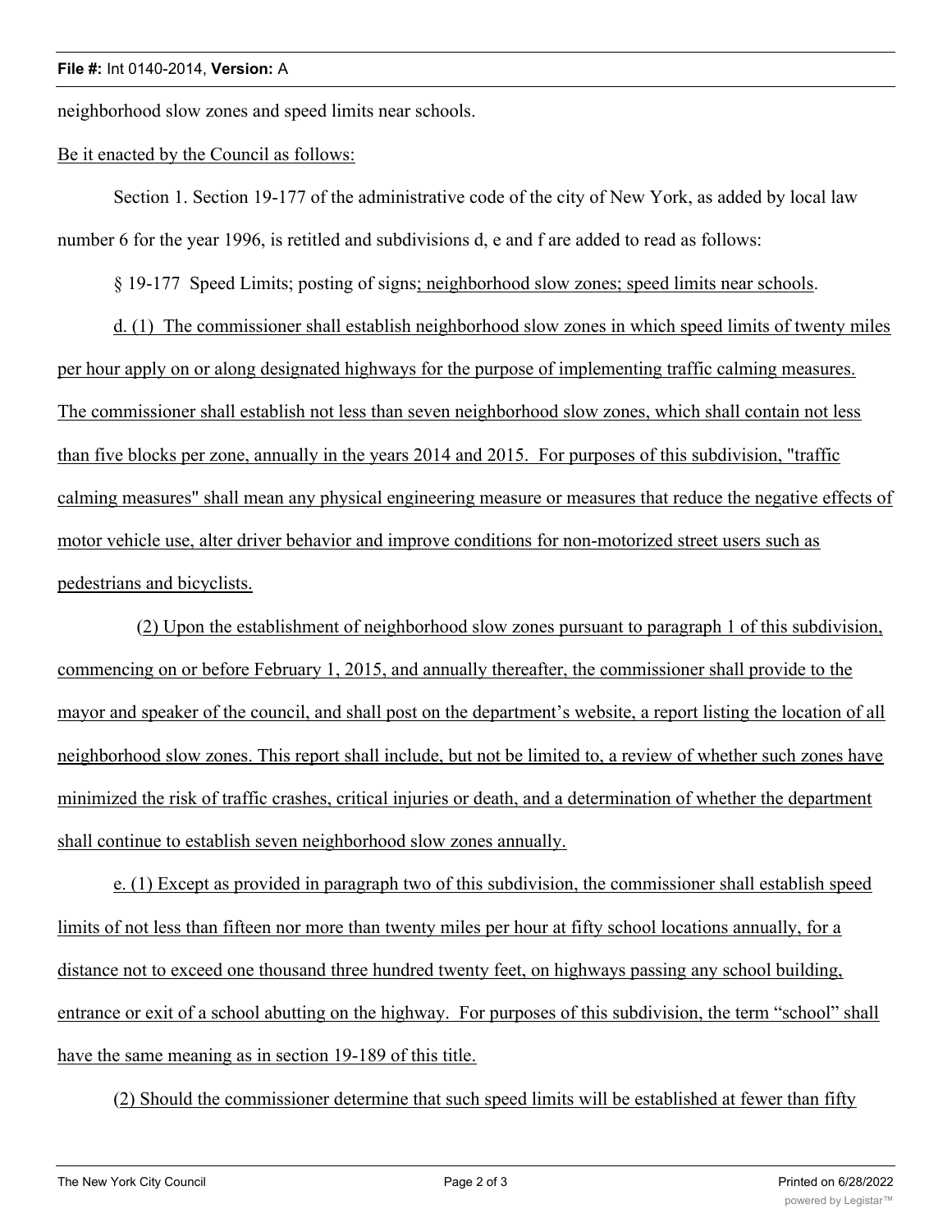neighborhood slow zones and speed limits near schools.

Be it enacted by the Council as follows:

Section 1. Section 19-177 of the administrative code of the city of New York, as added by local law number 6 for the year 1996, is retitled and subdivisions d, e and f are added to read as follows:

§ 19-177 Speed Limits; posting of signs; neighborhood slow zones; speed limits near schools.

d. (1) The commissioner shall establish neighborhood slow zones in which speed limits of twenty miles per hour apply on or along designated highways for the purpose of implementing traffic calming measures. The commissioner shall establish not less than seven neighborhood slow zones, which shall contain not less than five blocks per zone, annually in the years 2014 and 2015. For purposes of this subdivision, "traffic calming measures" shall mean any physical engineering measure or measures that reduce the negative effects of motor vehicle use, alter driver behavior and improve conditions for non-motorized street users such as pedestrians and bicyclists.

(2) Upon the establishment of neighborhood slow zones pursuant to paragraph 1 of this subdivision, commencing on or before February 1, 2015, and annually thereafter, the commissioner shall provide to the mayor and speaker of the council, and shall post on the department's website, a report listing the location of all neighborhood slow zones. This report shall include, but not be limited to, a review of whether such zones have minimized the risk of traffic crashes, critical injuries or death, and a determination of whether the department shall continue to establish seven neighborhood slow zones annually.

e. (1) Except as provided in paragraph two of this subdivision, the commissioner shall establish speed limits of not less than fifteen nor more than twenty miles per hour at fifty school locations annually, for a distance not to exceed one thousand three hundred twenty feet, on highways passing any school building, entrance or exit of a school abutting on the highway. For purposes of this subdivision, the term "school" shall have the same meaning as in section 19-189 of this title.

(2) Should the commissioner determine that such speed limits will be established at fewer than fifty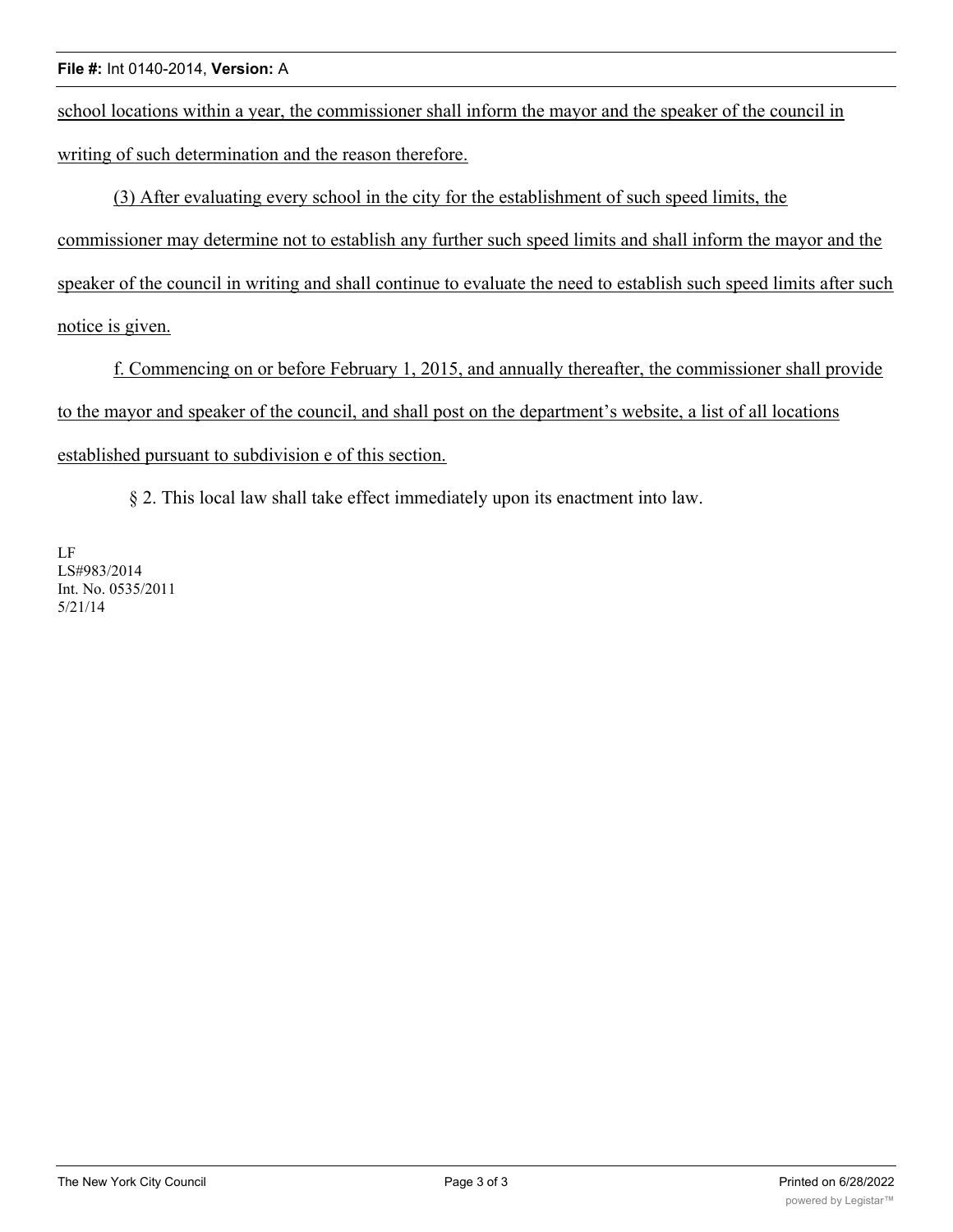school locations within a year, the commissioner shall inform the mayor and the speaker of the council in writing of such determination and the reason therefore.

(3) After evaluating every school in the city for the establishment of such speed limits, the commissioner may determine not to establish any further such speed limits and shall inform the mayor and the speaker of the council in writing and shall continue to evaluate the need to establish such speed limits after such notice is given.

f. Commencing on or before February 1, 2015, and annually thereafter, the commissioner shall provide to the mayor and speaker of the council, and shall post on the department's website, a list of all locations established pursuant to subdivision e of this section.

§ 2. This local law shall take effect immediately upon its enactment into law.

LF
LS#983/2014
Int. No. 0535/2011
5/21/14